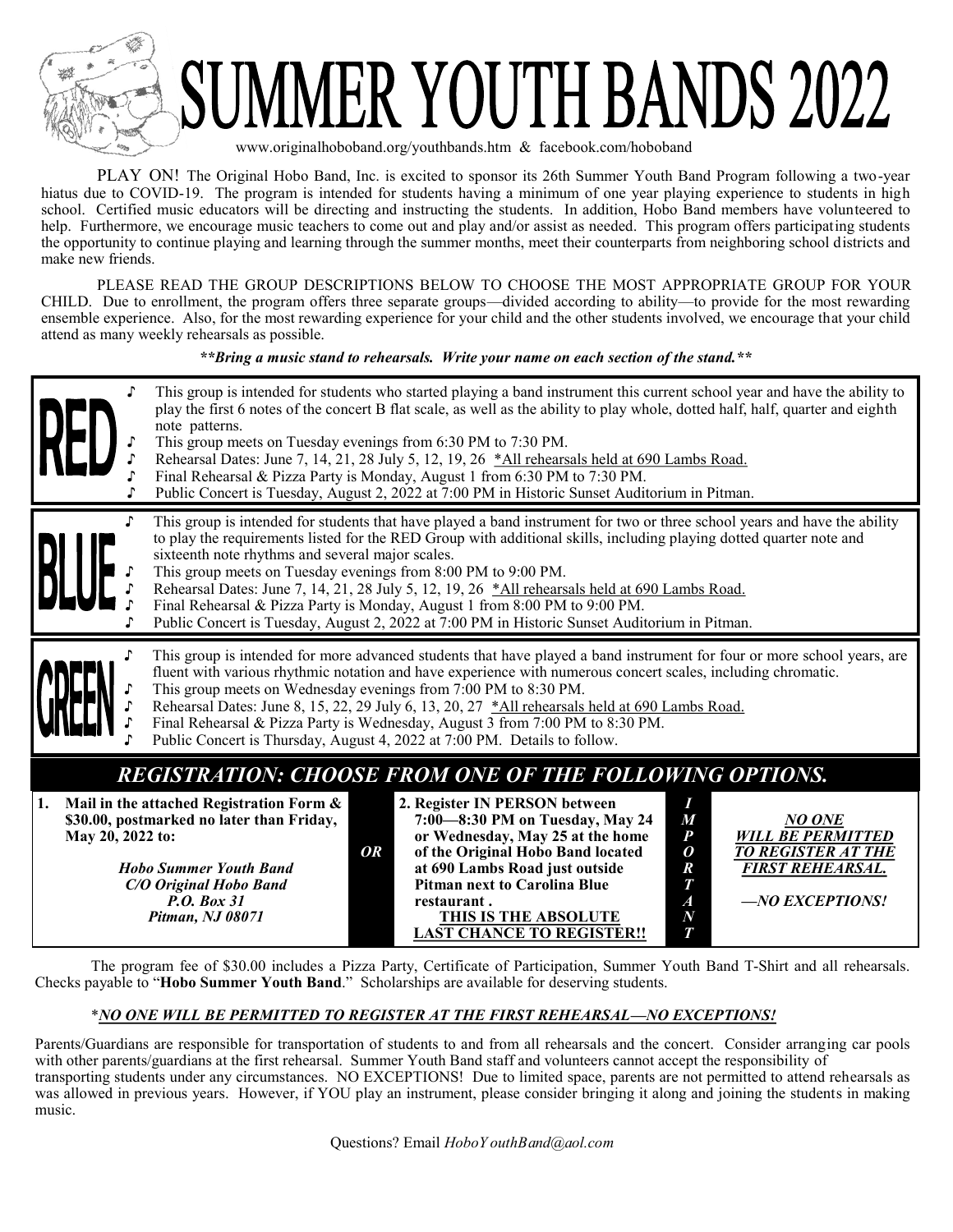# SUMMER YOUTH BANDS 2022

www.originalhoboband.org/youthbands.htm & facebook.com/hoboband

PLAY ON! The Original Hobo Band, Inc. is excited to sponsor its 26th Summer Youth Band Program following a two-year hiatus due to COVID-19. The program is intended for students having a minimum of one year playing experience to students in high school. Certified music educators will be directing and instructing the students. In addition, Hobo Band members have volunteered to help. Furthermore, we encourage music teachers to come out and play and/or assist as needed. This program offers participating students the opportunity to continue playing and learning through the summer months, meet their counterparts from neighboring school districts and make new friends.

PLEASE READ THE GROUP DESCRIPTIONS BELOW TO CHOOSE THE MOST APPROPRIATE GROUP FOR YOUR CHILD. Due to enrollment, the program offers three separate groups—divided according to ability—to provide for the most rewarding ensemble experience. Also, for the most rewarding experience for your child and the other students involved, we encourage that your child attend as many weekly rehearsals as possible.

***\*\*Bring a music stand to rehearsals. Write your name on each section of the stand.\*\****

## RED

- This group is intended for students who started playing a band instrument this current school year and have the ability to play the first 6 notes of the concert B flat scale, as well as the ability to play whole, dotted half, half, quarter and eighth note patterns.
- This group meets on Tuesday evenings from 6:30 PM to 7:30 PM.
- Rehearsal Dates: June 7, 14, 21, 28 July 5, 12, 19, 26 *All rehearsals held at 690 Lambs Road.*
- Final Rehearsal & Pizza Party is Monday, August 1 from 6:30 PM to 7:30 PM.
- Public Concert is Tuesday, August 2, 2022 at 7:00 PM in Historic Sunset Auditorium in Pitman.

## BLUE

- This group is intended for students that have played a band instrument for two or three school years and have the ability to play the requirements listed for the RED Group with additional skills, including playing dotted quarter note and sixteenth note rhythms and several major scales.
- This group meets on Tuesday evenings from 8:00 PM to 9:00 PM.
- Rehearsal Dates: June 7, 14, 21, 28 July 5, 12, 19, 26 *All rehearsals held at 690 Lambs Road.*
- Final Rehearsal & Pizza Party is Monday, August 1 from 8:00 PM to 9:00 PM.
- Public Concert is Tuesday, August 2, 2022 at 7:00 PM in Historic Sunset Auditorium in Pitman.

## GREEN

- This group is intended for more advanced students that have played a band instrument for four or more school years, are fluent with various rhythmic notation and have experience with numerous concert scales, including chromatic.
- This group meets on Wednesday evenings from 7:00 PM to 8:30 PM.
- Rehearsal Dates: June 8, 15, 22, 29 July 6, 13, 20, 27 *All rehearsals held at 690 Lambs Road.*
- Final Rehearsal & Pizza Party is Wednesday, August 3 from 7:00 PM to 8:30 PM.
- Public Concert is Thursday, August 4, 2022 at 7:00 PM. Details to follow.

## *REGISTRATION: CHOOSE FROM ONE OF THE FOLLOWING OPTIONS.*

**1. Mail in the attached Registration Form & $30.00, postmarked no later than Friday, May 20, 2022 to:**

***Hobo Summer Youth Band***
***C/O Original Hobo Band***
***P.O. Box 31***
***Pitman, NJ 08071***

***OR***

**2. Register IN PERSON between 7:00—8:30 PM on Tuesday, May 24 or Wednesday, May 25 at the home of the Original Hobo Band located at 690 Lambs Road just outside Pitman next to Carolina Blue restaurant .**
**THIS IS THE ABSOLUTE LAST CHANCE TO REGISTER!!**

***IMPORTANT***

***NO ONE WILL BE PERMITTED TO REGISTER AT THE FIRST REHEARSAL.***

***—NO EXCEPTIONS!***

The program fee of $30.00 includes a Pizza Party, Certificate of Participation, Summer Youth Band T-Shirt and all rehearsals. Checks payable to "**Hobo Summer Youth Band**." Scholarships are available for deserving students.

*\*NO ONE WILL BE PERMITTED TO REGISTER AT THE FIRST REHEARSAL—NO EXCEPTIONS!*

Parents/Guardians are responsible for transportation of students to and from all rehearsals and the concert. Consider arranging car pools with other parents/guardians at the first rehearsal. Summer Youth Band staff and volunteers cannot accept the responsibility of transporting students under any circumstances. NO EXCEPTIONS! Due to limited space, parents are not permitted to attend rehearsals as was allowed in previous years. However, if YOU play an instrument, please consider bringing it along and joining the students in making music.

Questions? Email *HoboYouthBand@aol.com*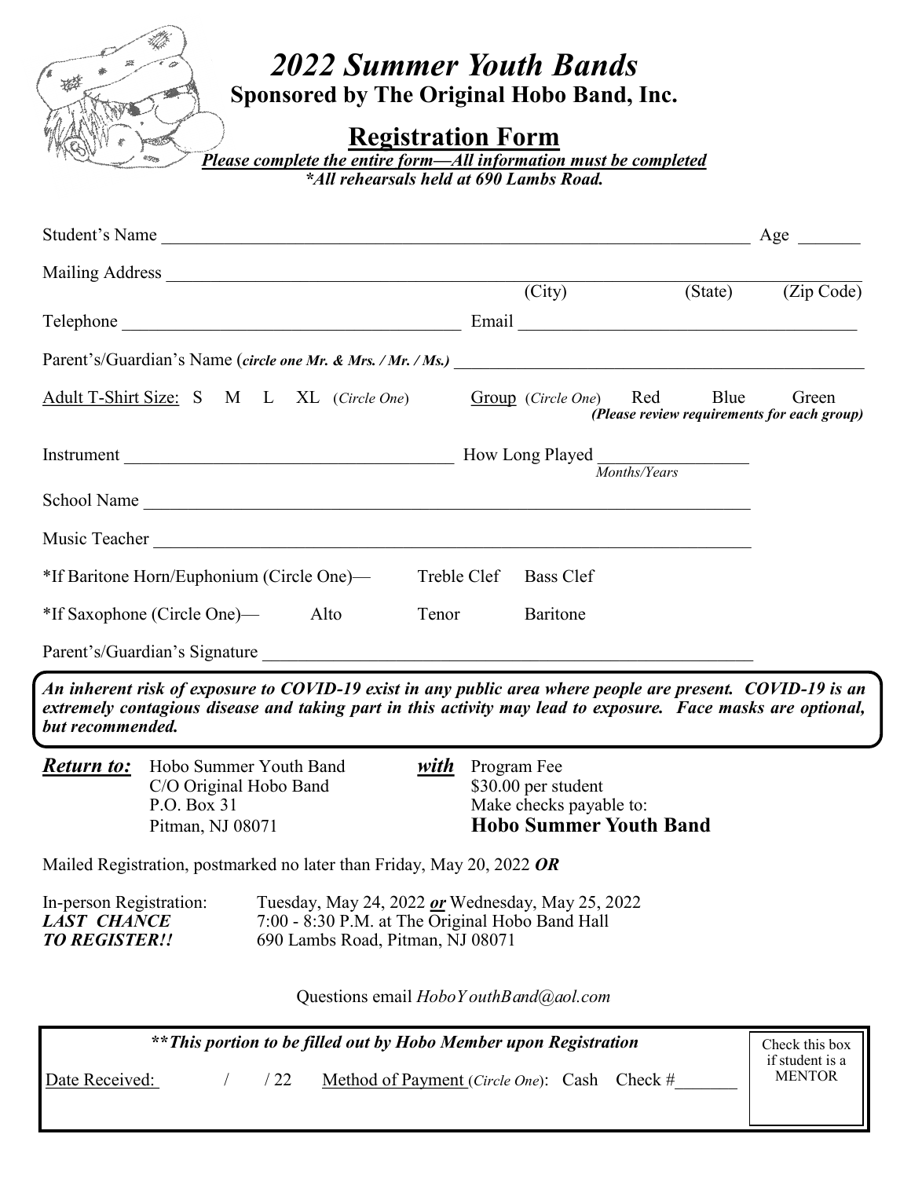# *2022 Summer Youth Bands*

**Sponsored by The Original Hobo Band, Inc.**

## Registration Form

***Please complete the entire form—All information must be completed***

***\*All rehearsals held at 690 Lambs Road.***

Student's Name ____________________________________________ Age _______

Mailing Address ____________________________________________ (City) (State) (Zip Code)

Telephone ______________________ Email ______________________

Parent's/Guardian's Name (*circle one Mr. & Mrs. / Mr. / Ms.)* ______________________

Adult T-Shirt Size: S M L XL (*Circle One*) Group (*Circle One*) Red Blue Green
***(Please review requirements for each group)***

Instrument ______________________ How Long Played ______________ *Months/Years*

School Name ____________________________________________

Music Teacher ____________________________________________

\*If Baritone Horn/Euphonium (Circle One)— Treble Clef Bass Clef

\*If Saxophone (Circle One)— Alto Tenor Baritone

Parent's/Guardian's Signature ____________________________________________

***An inherent risk of exposure to COVID-19 exist in any public area where people are present. COVID-19 is an extremely contagious disease and taking part in this activity may lead to exposure. Face masks are optional, but recommended.***

***Return to:*** Hobo Summer Youth Band
C/O Original Hobo Band
P.O. Box 31
Pitman, NJ 08071

***with*** Program Fee
$30.00 per student
Make checks payable to:
**Hobo Summer Youth Band**

Mailed Registration, postmarked no later than Friday, May 20, 2022 ***OR***

In-person Registration: Tuesday, May 24, 2022 ***or*** Wednesday, May 25, 2022
***LAST CHANCE TO REGISTER!!*** 7:00 - 8:30 P.M. at The Original Hobo Band Hall
690 Lambs Road, Pitman, NJ 08071

Questions email *HoboYouthBand@aol.com*

***\*\*This portion to be filled out by Hobo Member upon Registration***

Date Received: / / 22 Method of Payment (*Circle One*): Cash Check #_______

Check this box if student is a MENTOR